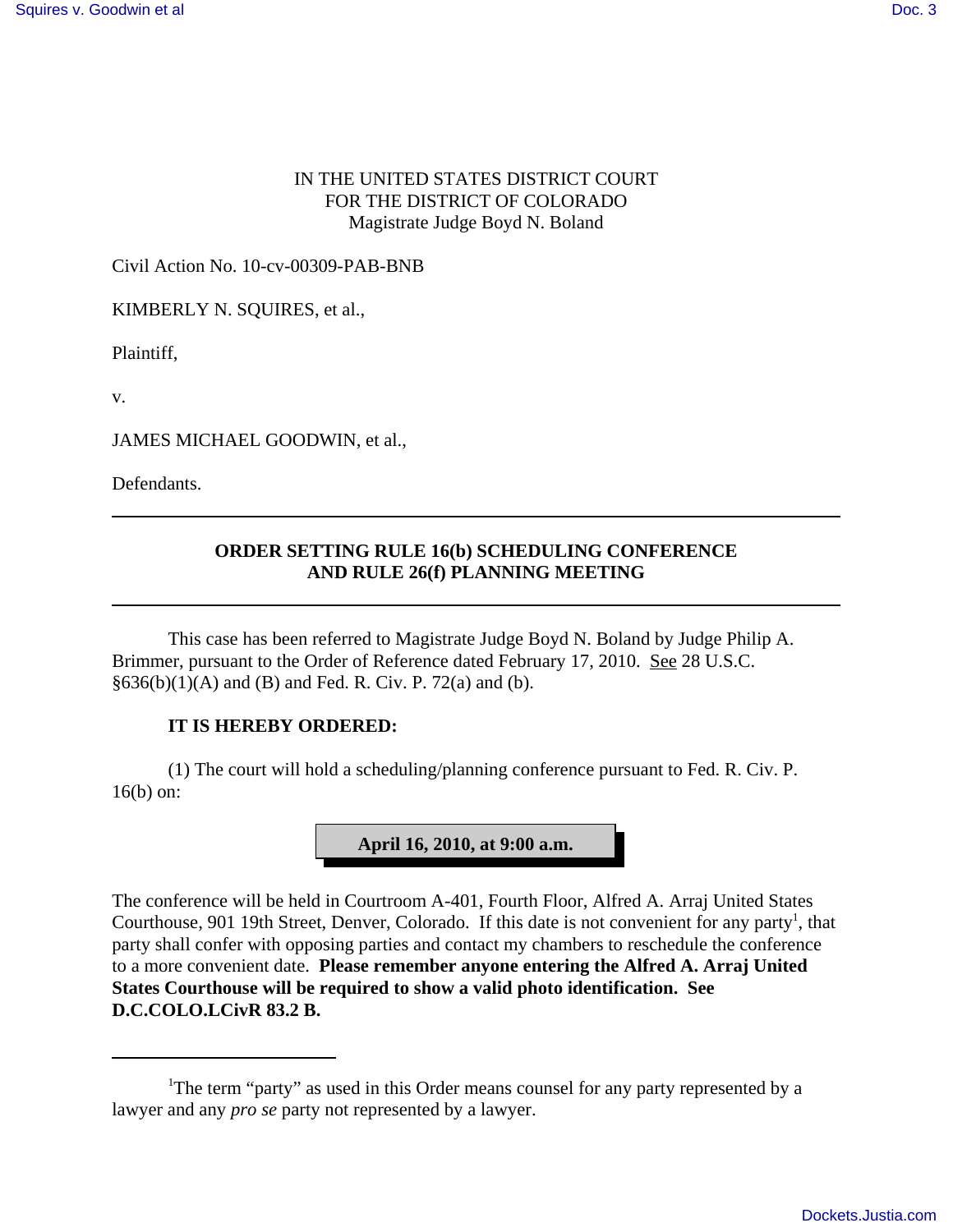IN THE UNITED STATES DISTRICT COURT
FOR THE DISTRICT OF COLORADO
Magistrate Judge Boyd N. Boland

Civil Action No. 10-cv-00309-PAB-BNB

KIMBERLY N. SQUIRES, et al.,

Plaintiff,

v.

JAMES MICHAEL GOODWIN, et al.,

Defendants.

---

**ORDER SETTING RULE 16(b) SCHEDULING CONFERENCE AND RULE 26(f) PLANNING MEETING**

---

This case has been referred to Magistrate Judge Boyd N. Boland by Judge Philip A. Brimmer, pursuant to the Order of Reference dated February 17, 2010. See 28 U.S.C. §636(b)(1)(A) and (B) and Fed. R. Civ. P. 72(a) and (b).

**IT IS HEREBY ORDERED:**

(1) The court will hold a scheduling/planning conference pursuant to Fed. R. Civ. P. 16(b) on:

**April 16, 2010, at 9:00 a.m.**

The conference will be held in Courtroom A-401, Fourth Floor, Alfred A. Arraj United States Courthouse, 901 19th Street, Denver, Colorado. If this date is not convenient for any party[1], that party shall confer with opposing parties and contact my chambers to reschedule the conference to a more convenient date. **Please remember anyone entering the Alfred A. Arraj United States Courthouse will be required to show a valid photo identification. See D.C.COLO.LCivR 83.2 B.**

---

[1]The term "party" as used in this Order means counsel for any party represented by a lawyer and any *pro se* party not represented by a lawyer.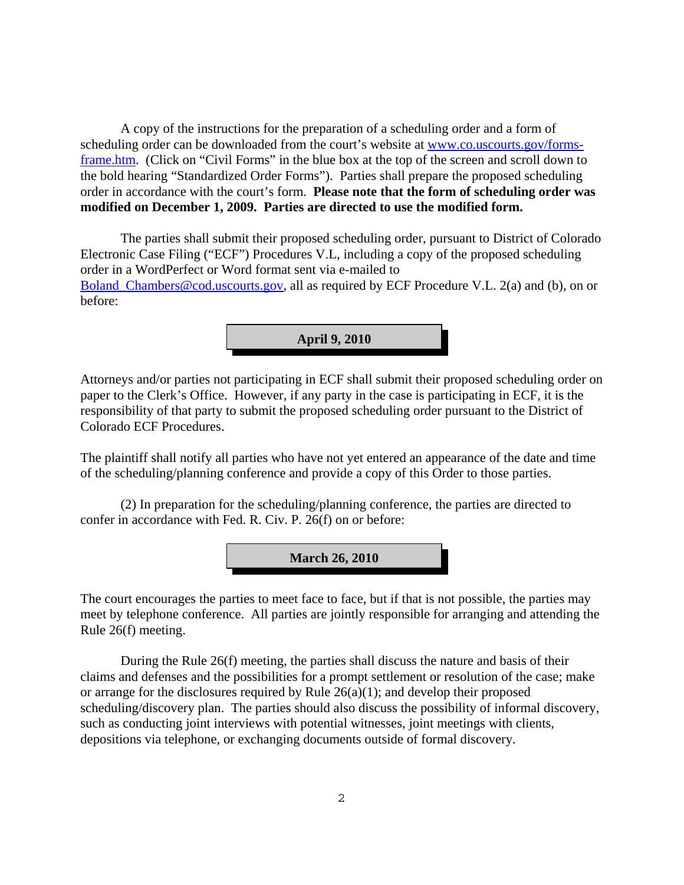A copy of the instructions for the preparation of a scheduling order and a form of scheduling order can be downloaded from the court's website at www.co.uscourts.gov/forms-frame.htm. (Click on "Civil Forms" in the blue box at the top of the screen and scroll down to the bold hearing "Standardized Order Forms"). Parties shall prepare the proposed scheduling order in accordance with the court's form. **Please note that the form of scheduling order was modified on December 1, 2009. Parties are directed to use the modified form.**

The parties shall submit their proposed scheduling order, pursuant to District of Colorado Electronic Case Filing ("ECF") Procedures V.L, including a copy of the proposed scheduling order in a WordPerfect or Word format sent via e-mailed to Boland_Chambers@cod.uscourts.gov, all as required by ECF Procedure V.L. 2(a) and (b), on or before:

**April 9, 2010**

Attorneys and/or parties not participating in ECF shall submit their proposed scheduling order on paper to the Clerk's Office. However, if any party in the case is participating in ECF, it is the responsibility of that party to submit the proposed scheduling order pursuant to the District of Colorado ECF Procedures.

The plaintiff shall notify all parties who have not yet entered an appearance of the date and time of the scheduling/planning conference and provide a copy of this Order to those parties.

(2) In preparation for the scheduling/planning conference, the parties are directed to confer in accordance with Fed. R. Civ. P. 26(f) on or before:

**March 26, 2010**

The court encourages the parties to meet face to face, but if that is not possible, the parties may meet by telephone conference. All parties are jointly responsible for arranging and attending the Rule 26(f) meeting.

During the Rule 26(f) meeting, the parties shall discuss the nature and basis of their claims and defenses and the possibilities for a prompt settlement or resolution of the case; make or arrange for the disclosures required by Rule 26(a)(1); and develop their proposed scheduling/discovery plan. The parties should also discuss the possibility of informal discovery, such as conducting joint interviews with potential witnesses, joint meetings with clients, depositions via telephone, or exchanging documents outside of formal discovery.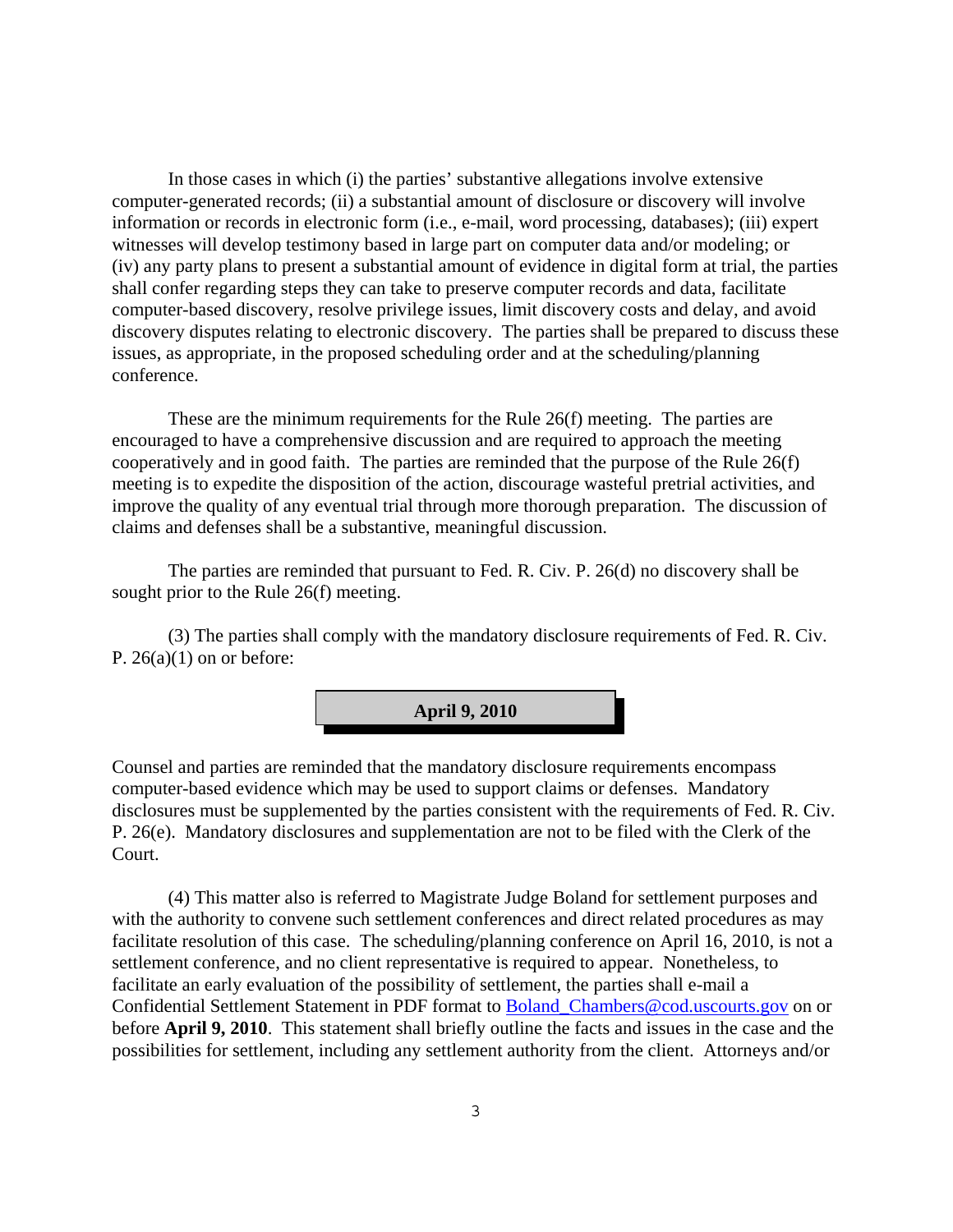In those cases in which (i) the parties' substantive allegations involve extensive computer-generated records; (ii) a substantial amount of disclosure or discovery will involve information or records in electronic form (i.e., e-mail, word processing, databases); (iii) expert witnesses will develop testimony based in large part on computer data and/or modeling; or (iv) any party plans to present a substantial amount of evidence in digital form at trial, the parties shall confer regarding steps they can take to preserve computer records and data, facilitate computer-based discovery, resolve privilege issues, limit discovery costs and delay, and avoid discovery disputes relating to electronic discovery. The parties shall be prepared to discuss these issues, as appropriate, in the proposed scheduling order and at the scheduling/planning conference.

These are the minimum requirements for the Rule 26(f) meeting. The parties are encouraged to have a comprehensive discussion and are required to approach the meeting cooperatively and in good faith. The parties are reminded that the purpose of the Rule 26(f) meeting is to expedite the disposition of the action, discourage wasteful pretrial activities, and improve the quality of any eventual trial through more thorough preparation. The discussion of claims and defenses shall be a substantive, meaningful discussion.

The parties are reminded that pursuant to Fed. R. Civ. P. 26(d) no discovery shall be sought prior to the Rule 26(f) meeting.

(3) The parties shall comply with the mandatory disclosure requirements of Fed. R. Civ. P. 26(a)(1) on or before:

**April 9, 2010**

Counsel and parties are reminded that the mandatory disclosure requirements encompass computer-based evidence which may be used to support claims or defenses. Mandatory disclosures must be supplemented by the parties consistent with the requirements of Fed. R. Civ. P. 26(e). Mandatory disclosures and supplementation are not to be filed with the Clerk of the Court.

(4) This matter also is referred to Magistrate Judge Boland for settlement purposes and with the authority to convene such settlement conferences and direct related procedures as may facilitate resolution of this case. The scheduling/planning conference on April 16, 2010, is not a settlement conference, and no client representative is required to appear. Nonetheless, to facilitate an early evaluation of the possibility of settlement, the parties shall e-mail a Confidential Settlement Statement in PDF format to Boland_Chambers@cod.uscourts.gov on or before **April 9, 2010**. This statement shall briefly outline the facts and issues in the case and the possibilities for settlement, including any settlement authority from the client. Attorneys and/or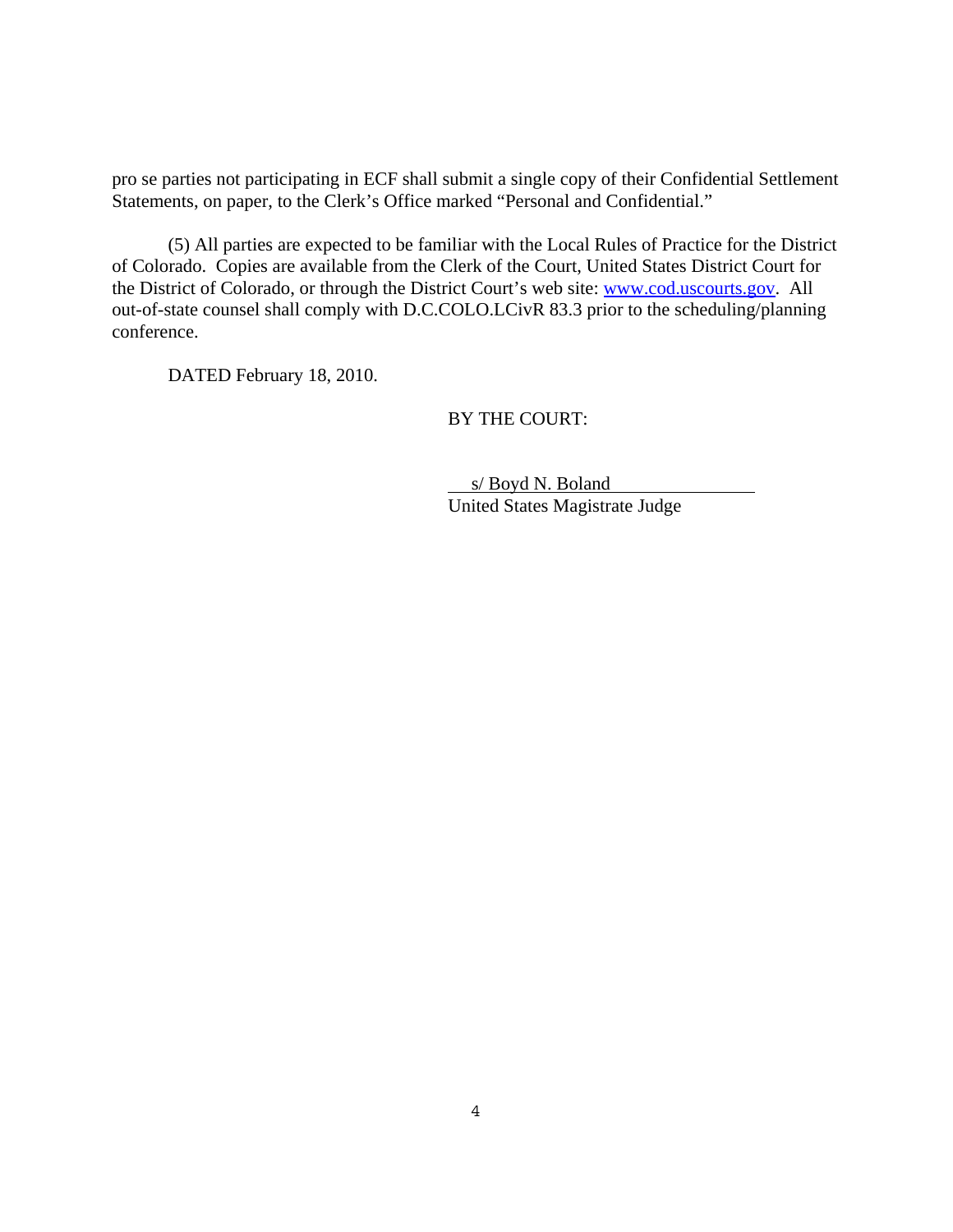pro se parties not participating in ECF shall submit a single copy of their Confidential Settlement Statements, on paper, to the Clerk's Office marked "Personal and Confidential."

(5) All parties are expected to be familiar with the Local Rules of Practice for the District of Colorado. Copies are available from the Clerk of the Court, United States District Court for the District of Colorado, or through the District Court's web site: www.cod.uscourts.gov. All out-of-state counsel shall comply with D.C.COLO.LCivR 83.3 prior to the scheduling/planning conference.

DATED February 18, 2010.

BY THE COURT:

s/ Boyd N. Boland
United States Magistrate Judge